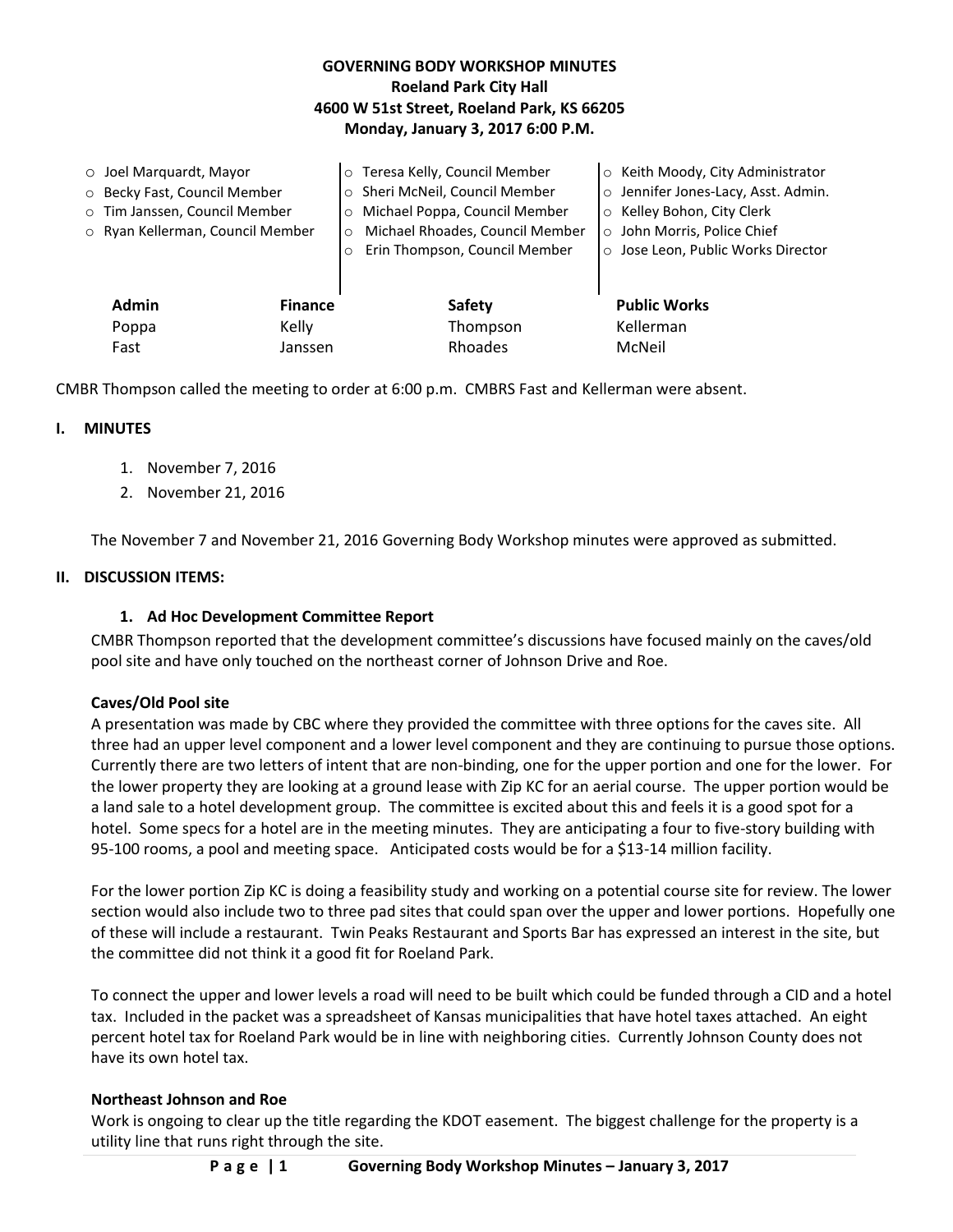**GOVERNING BODY WORKSHOP MINUTES**
**Roeland Park City Hall**
**4600 W 51st Street, Roeland Park, KS 66205**
**Monday, January 3, 2017 6:00 P.M.**

- Joel Marquardt, Mayor
- Becky Fast, Council Member
- Tim Janssen, Council Member
- Ryan Kellerman, Council Member
- Teresa Kelly, Council Member
- Sheri McNeil, Council Member
- Michael Poppa, Council Member
- Michael Rhoades, Council Member
- Erin Thompson, Council Member
- Keith Moody, City Administrator
- Jennifer Jones-Lacy, Asst. Admin.
- Kelley Bohon, City Clerk
- John Morris, Police Chief
- Jose Leon, Public Works Director

| Admin | Finance | Safety | Public Works |
|---|---|---|---|
| Poppa | Kelly | Thompson | Kellerman |
| Fast | Janssen | Rhoades | McNeil |

CMBR Thompson called the meeting to order at 6:00 p.m. CMBRS Fast and Kellerman were absent.

## I. MINUTES

1. November 7, 2016
2. November 21, 2016

The November 7 and November 21, 2016 Governing Body Workshop minutes were approved as submitted.

## II. DISCUSSION ITEMS:

### 1. Ad Hoc Development Committee Report

CMBR Thompson reported that the development committee's discussions have focused mainly on the caves/old pool site and have only touched on the northeast corner of Johnson Drive and Roe.

**Caves/Old Pool site**

A presentation was made by CBC where they provided the committee with three options for the caves site. All three had an upper level component and a lower level component and they are continuing to pursue those options. Currently there are two letters of intent that are non-binding, one for the upper portion and one for the lower. For the lower property they are looking at a ground lease with Zip KC for an aerial course. The upper portion would be a land sale to a hotel development group. The committee is excited about this and feels it is a good spot for a hotel. Some specs for a hotel are in the meeting minutes. They are anticipating a four to five-story building with 95-100 rooms, a pool and meeting space. Anticipated costs would be for a $13-14 million facility.

For the lower portion Zip KC is doing a feasibility study and working on a potential course site for review. The lower section would also include two to three pad sites that could span over the upper and lower portions. Hopefully one of these will include a restaurant. Twin Peaks Restaurant and Sports Bar has expressed an interest in the site, but the committee did not think it a good fit for Roeland Park.

To connect the upper and lower levels a road will need to be built which could be funded through a CID and a hotel tax. Included in the packet was a spreadsheet of Kansas municipalities that have hotel taxes attached. An eight percent hotel tax for Roeland Park would be in line with neighboring cities. Currently Johnson County does not have its own hotel tax.

**Northeast Johnson and Roe**

Work is ongoing to clear up the title regarding the KDOT easement. The biggest challenge for the property is a utility line that runs right through the site.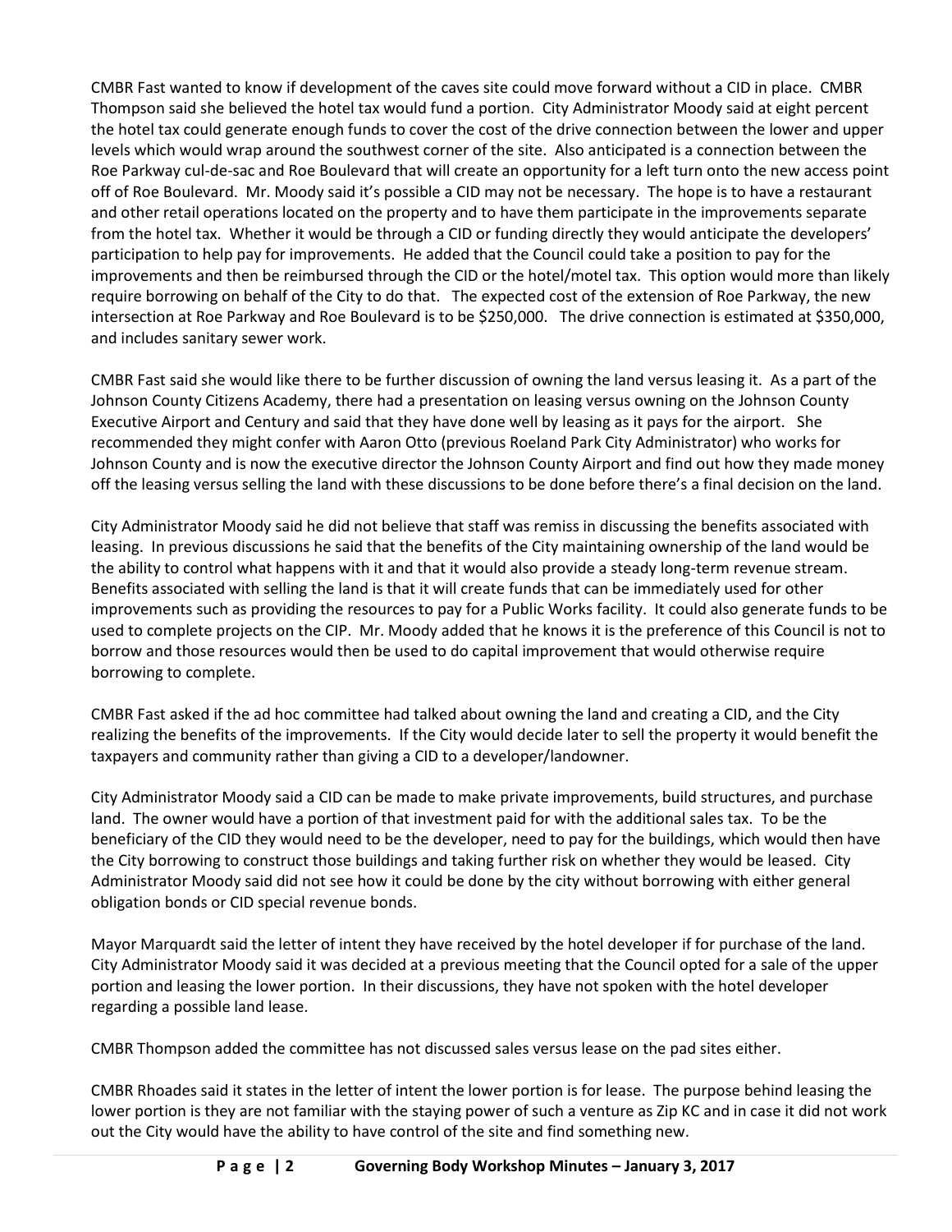CMBR Fast wanted to know if development of the caves site could move forward without a CID in place. CMBR Thompson said she believed the hotel tax would fund a portion. City Administrator Moody said at eight percent the hotel tax could generate enough funds to cover the cost of the drive connection between the lower and upper levels which would wrap around the southwest corner of the site. Also anticipated is a connection between the Roe Parkway cul-de-sac and Roe Boulevard that will create an opportunity for a left turn onto the new access point off of Roe Boulevard. Mr. Moody said it's possible a CID may not be necessary. The hope is to have a restaurant and other retail operations located on the property and to have them participate in the improvements separate from the hotel tax. Whether it would be through a CID or funding directly they would anticipate the developers' participation to help pay for improvements. He added that the Council could take a position to pay for the improvements and then be reimbursed through the CID or the hotel/motel tax. This option would more than likely require borrowing on behalf of the City to do that. The expected cost of the extension of Roe Parkway, the new intersection at Roe Parkway and Roe Boulevard is to be $250,000. The drive connection is estimated at $350,000, and includes sanitary sewer work.

CMBR Fast said she would like there to be further discussion of owning the land versus leasing it. As a part of the Johnson County Citizens Academy, there had a presentation on leasing versus owning on the Johnson County Executive Airport and Century and said that they have done well by leasing as it pays for the airport. She recommended they might confer with Aaron Otto (previous Roeland Park City Administrator) who works for Johnson County and is now the executive director the Johnson County Airport and find out how they made money off the leasing versus selling the land with these discussions to be done before there's a final decision on the land.

City Administrator Moody said he did not believe that staff was remiss in discussing the benefits associated with leasing. In previous discussions he said that the benefits of the City maintaining ownership of the land would be the ability to control what happens with it and that it would also provide a steady long-term revenue stream. Benefits associated with selling the land is that it will create funds that can be immediately used for other improvements such as providing the resources to pay for a Public Works facility. It could also generate funds to be used to complete projects on the CIP. Mr. Moody added that he knows it is the preference of this Council is not to borrow and those resources would then be used to do capital improvement that would otherwise require borrowing to complete.

CMBR Fast asked if the ad hoc committee had talked about owning the land and creating a CID, and the City realizing the benefits of the improvements. If the City would decide later to sell the property it would benefit the taxpayers and community rather than giving a CID to a developer/landowner.

City Administrator Moody said a CID can be made to make private improvements, build structures, and purchase land. The owner would have a portion of that investment paid for with the additional sales tax. To be the beneficiary of the CID they would need to be the developer, need to pay for the buildings, which would then have the City borrowing to construct those buildings and taking further risk on whether they would be leased. City Administrator Moody said did not see how it could be done by the city without borrowing with either general obligation bonds or CID special revenue bonds.

Mayor Marquardt said the letter of intent they have received by the hotel developer if for purchase of the land. City Administrator Moody said it was decided at a previous meeting that the Council opted for a sale of the upper portion and leasing the lower portion. In their discussions, they have not spoken with the hotel developer regarding a possible land lease.

CMBR Thompson added the committee has not discussed sales versus lease on the pad sites either.

CMBR Rhoades said it states in the letter of intent the lower portion is for lease. The purpose behind leasing the lower portion is they are not familiar with the staying power of such a venture as Zip KC and in case it did not work out the City would have the ability to have control of the site and find something new.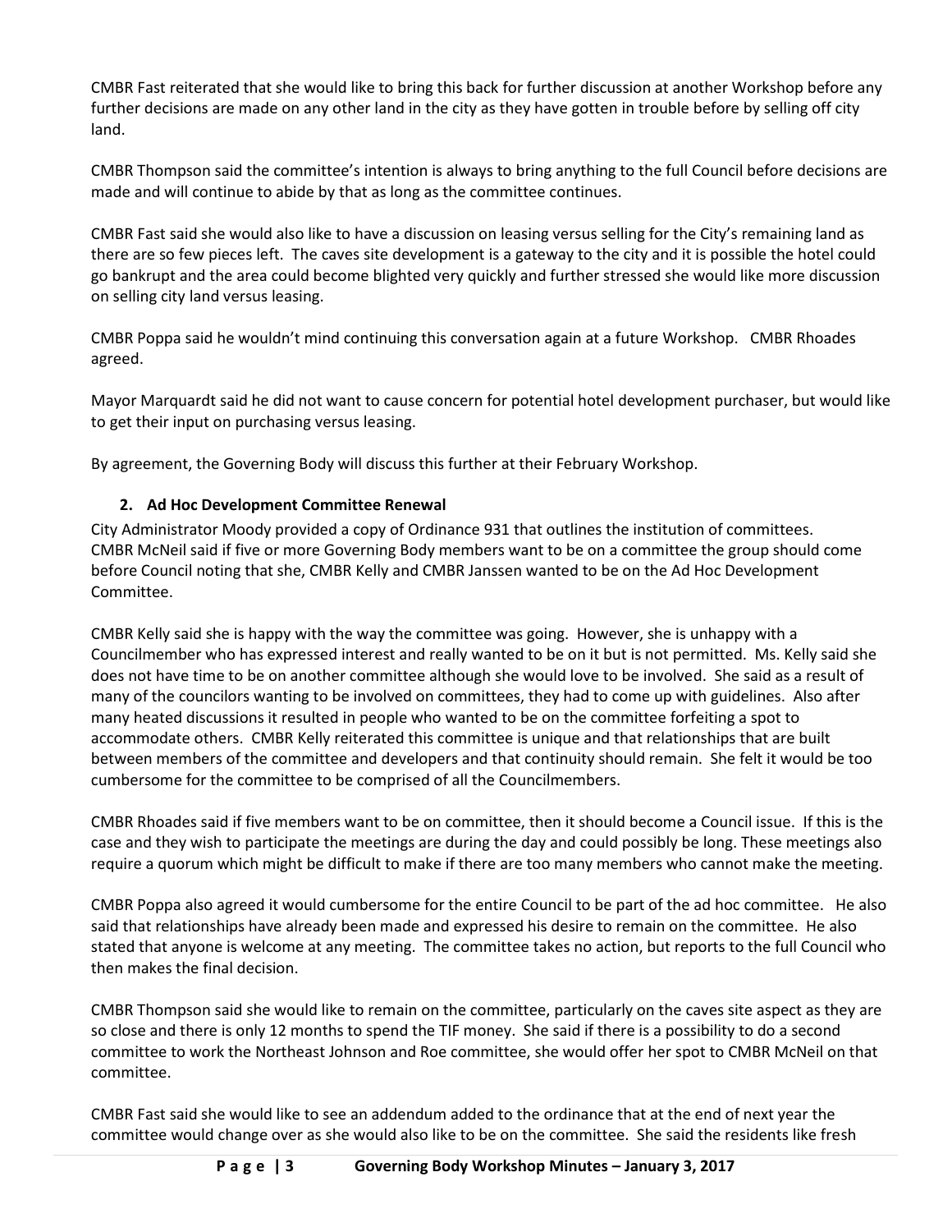CMBR Fast reiterated that she would like to bring this back for further discussion at another Workshop before any further decisions are made on any other land in the city as they have gotten in trouble before by selling off city land.

CMBR Thompson said the committee's intention is always to bring anything to the full Council before decisions are made and will continue to abide by that as long as the committee continues.

CMBR Fast said she would also like to have a discussion on leasing versus selling for the City's remaining land as there are so few pieces left. The caves site development is a gateway to the city and it is possible the hotel could go bankrupt and the area could become blighted very quickly and further stressed she would like more discussion on selling city land versus leasing.

CMBR Poppa said he wouldn't mind continuing this conversation again at a future Workshop. CMBR Rhoades agreed.

Mayor Marquardt said he did not want to cause concern for potential hotel development purchaser, but would like to get their input on purchasing versus leasing.

By agreement, the Governing Body will discuss this further at their February Workshop.

**2. Ad Hoc Development Committee Renewal**

City Administrator Moody provided a copy of Ordinance 931 that outlines the institution of committees. CMBR McNeil said if five or more Governing Body members want to be on a committee the group should come before Council noting that she, CMBR Kelly and CMBR Janssen wanted to be on the Ad Hoc Development Committee.

CMBR Kelly said she is happy with the way the committee was going. However, she is unhappy with a Councilmember who has expressed interest and really wanted to be on it but is not permitted. Ms. Kelly said she does not have time to be on another committee although she would love to be involved. She said as a result of many of the councilors wanting to be involved on committees, they had to come up with guidelines. Also after many heated discussions it resulted in people who wanted to be on the committee forfeiting a spot to accommodate others. CMBR Kelly reiterated this committee is unique and that relationships that are built between members of the committee and developers and that continuity should remain. She felt it would be too cumbersome for the committee to be comprised of all the Councilmembers.

CMBR Rhoades said if five members want to be on committee, then it should become a Council issue. If this is the case and they wish to participate the meetings are during the day and could possibly be long. These meetings also require a quorum which might be difficult to make if there are too many members who cannot make the meeting.

CMBR Poppa also agreed it would cumbersome for the entire Council to be part of the ad hoc committee. He also said that relationships have already been made and expressed his desire to remain on the committee. He also stated that anyone is welcome at any meeting. The committee takes no action, but reports to the full Council who then makes the final decision.

CMBR Thompson said she would like to remain on the committee, particularly on the caves site aspect as they are so close and there is only 12 months to spend the TIF money. She said if there is a possibility to do a second committee to work the Northeast Johnson and Roe committee, she would offer her spot to CMBR McNeil on that committee.

CMBR Fast said she would like to see an addendum added to the ordinance that at the end of next year the committee would change over as she would also like to be on the committee. She said the residents like fresh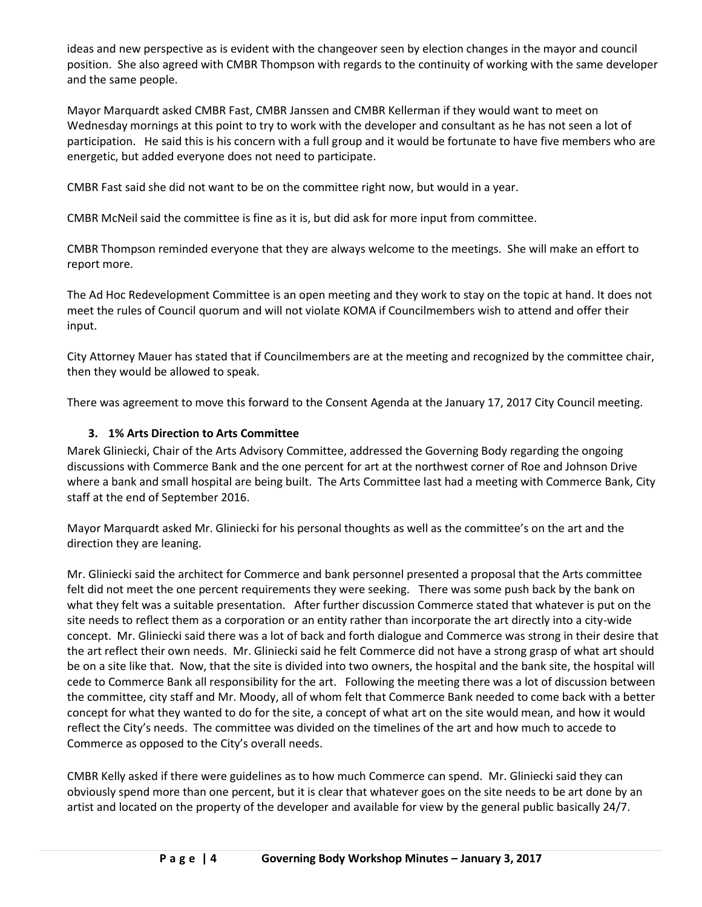ideas and new perspective as is evident with the changeover seen by election changes in the mayor and council position. She also agreed with CMBR Thompson with regards to the continuity of working with the same developer and the same people.

Mayor Marquardt asked CMBR Fast, CMBR Janssen and CMBR Kellerman if they would want to meet on Wednesday mornings at this point to try to work with the developer and consultant as he has not seen a lot of participation. He said this is his concern with a full group and it would be fortunate to have five members who are energetic, but added everyone does not need to participate.

CMBR Fast said she did not want to be on the committee right now, but would in a year.

CMBR McNeil said the committee is fine as it is, but did ask for more input from committee.

CMBR Thompson reminded everyone that they are always welcome to the meetings. She will make an effort to report more.

The Ad Hoc Redevelopment Committee is an open meeting and they work to stay on the topic at hand. It does not meet the rules of Council quorum and will not violate KOMA if Councilmembers wish to attend and offer their input.

City Attorney Mauer has stated that if Councilmembers are at the meeting and recognized by the committee chair, then they would be allowed to speak.

There was agreement to move this forward to the Consent Agenda at the January 17, 2017 City Council meeting.

### 3. 1% Arts Direction to Arts Committee

Marek Gliniecki, Chair of the Arts Advisory Committee, addressed the Governing Body regarding the ongoing discussions with Commerce Bank and the one percent for art at the northwest corner of Roe and Johnson Drive where a bank and small hospital are being built. The Arts Committee last had a meeting with Commerce Bank, City staff at the end of September 2016.

Mayor Marquardt asked Mr. Gliniecki for his personal thoughts as well as the committee's on the art and the direction they are leaning.

Mr. Gliniecki said the architect for Commerce and bank personnel presented a proposal that the Arts committee felt did not meet the one percent requirements they were seeking. There was some push back by the bank on what they felt was a suitable presentation. After further discussion Commerce stated that whatever is put on the site needs to reflect them as a corporation or an entity rather than incorporate the art directly into a city-wide concept. Mr. Gliniecki said there was a lot of back and forth dialogue and Commerce was strong in their desire that the art reflect their own needs. Mr. Gliniecki said he felt Commerce did not have a strong grasp of what art should be on a site like that. Now, that the site is divided into two owners, the hospital and the bank site, the hospital will cede to Commerce Bank all responsibility for the art. Following the meeting there was a lot of discussion between the committee, city staff and Mr. Moody, all of whom felt that Commerce Bank needed to come back with a better concept for what they wanted to do for the site, a concept of what art on the site would mean, and how it would reflect the City's needs. The committee was divided on the timelines of the art and how much to accede to Commerce as opposed to the City's overall needs.

CMBR Kelly asked if there were guidelines as to how much Commerce can spend. Mr. Gliniecki said they can obviously spend more than one percent, but it is clear that whatever goes on the site needs to be art done by an artist and located on the property of the developer and available for view by the general public basically 24/7.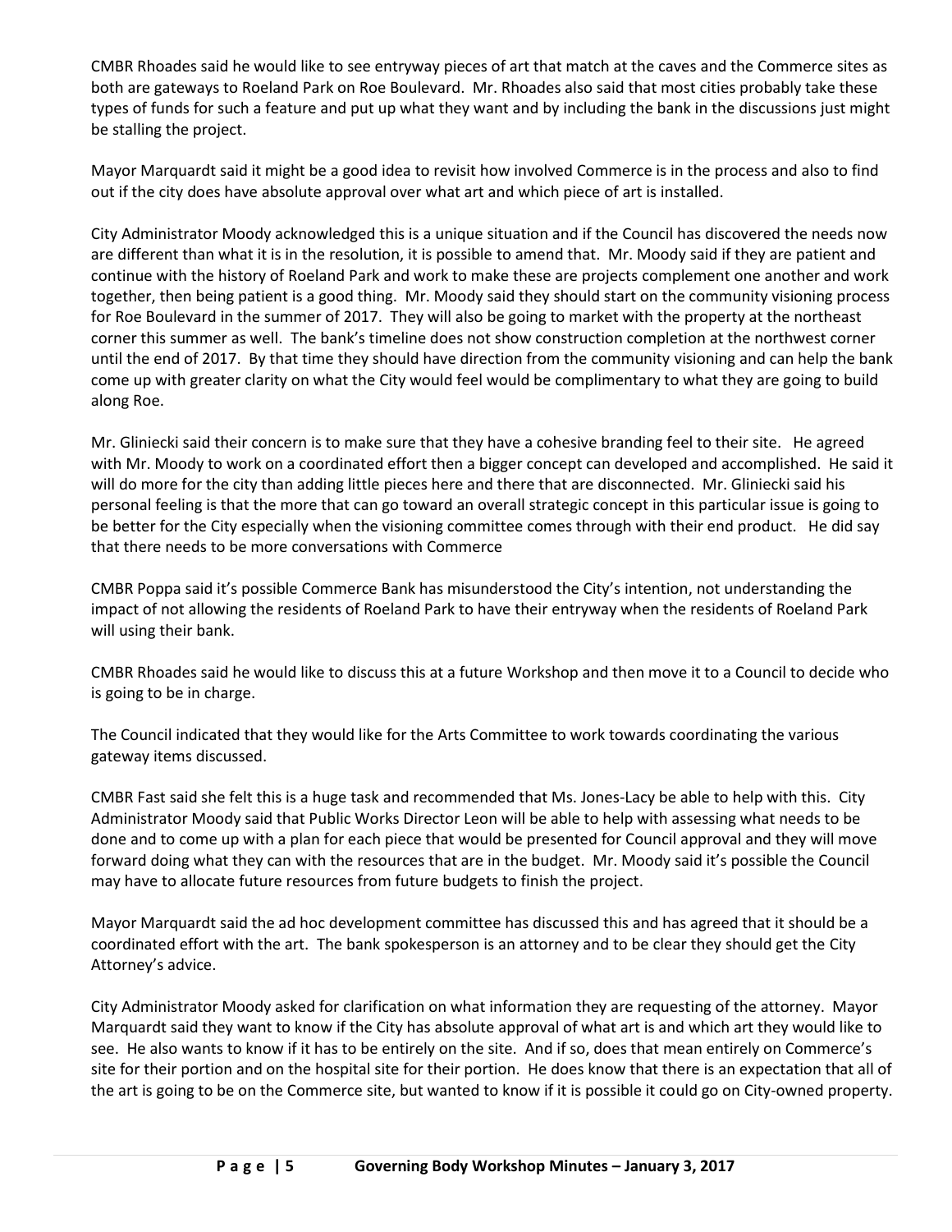CMBR Rhoades said he would like to see entryway pieces of art that match at the caves and the Commerce sites as both are gateways to Roeland Park on Roe Boulevard. Mr. Rhoades also said that most cities probably take these types of funds for such a feature and put up what they want and by including the bank in the discussions just might be stalling the project.

Mayor Marquardt said it might be a good idea to revisit how involved Commerce is in the process and also to find out if the city does have absolute approval over what art and which piece of art is installed.

City Administrator Moody acknowledged this is a unique situation and if the Council has discovered the needs now are different than what it is in the resolution, it is possible to amend that. Mr. Moody said if they are patient and continue with the history of Roeland Park and work to make these are projects complement one another and work together, then being patient is a good thing. Mr. Moody said they should start on the community visioning process for Roe Boulevard in the summer of 2017. They will also be going to market with the property at the northeast corner this summer as well. The bank's timeline does not show construction completion at the northwest corner until the end of 2017. By that time they should have direction from the community visioning and can help the bank come up with greater clarity on what the City would feel would be complimentary to what they are going to build along Roe.

Mr. Gliniecki said their concern is to make sure that they have a cohesive branding feel to their site. He agreed with Mr. Moody to work on a coordinated effort then a bigger concept can developed and accomplished. He said it will do more for the city than adding little pieces here and there that are disconnected. Mr. Gliniecki said his personal feeling is that the more that can go toward an overall strategic concept in this particular issue is going to be better for the City especially when the visioning committee comes through with their end product. He did say that there needs to be more conversations with Commerce

CMBR Poppa said it's possible Commerce Bank has misunderstood the City's intention, not understanding the impact of not allowing the residents of Roeland Park to have their entryway when the residents of Roeland Park will using their bank.

CMBR Rhoades said he would like to discuss this at a future Workshop and then move it to a Council to decide who is going to be in charge.

The Council indicated that they would like for the Arts Committee to work towards coordinating the various gateway items discussed.

CMBR Fast said she felt this is a huge task and recommended that Ms. Jones-Lacy be able to help with this. City Administrator Moody said that Public Works Director Leon will be able to help with assessing what needs to be done and to come up with a plan for each piece that would be presented for Council approval and they will move forward doing what they can with the resources that are in the budget. Mr. Moody said it's possible the Council may have to allocate future resources from future budgets to finish the project.

Mayor Marquardt said the ad hoc development committee has discussed this and has agreed that it should be a coordinated effort with the art. The bank spokesperson is an attorney and to be clear they should get the City Attorney's advice.

City Administrator Moody asked for clarification on what information they are requesting of the attorney. Mayor Marquardt said they want to know if the City has absolute approval of what art is and which art they would like to see. He also wants to know if it has to be entirely on the site. And if so, does that mean entirely on Commerce's site for their portion and on the hospital site for their portion. He does know that there is an expectation that all of the art is going to be on the Commerce site, but wanted to know if it is possible it could go on City-owned property.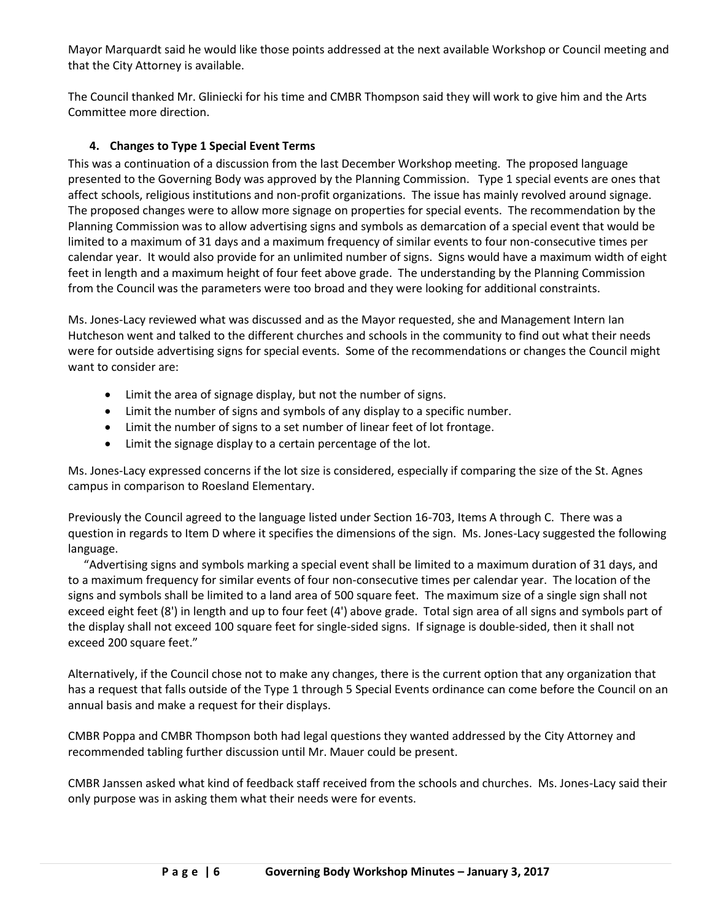Mayor Marquardt said he would like those points addressed at the next available Workshop or Council meeting and that the City Attorney is available.

The Council thanked Mr. Gliniecki for his time and CMBR Thompson said they will work to give him and the Arts Committee more direction.

### 4. Changes to Type 1 Special Event Terms

This was a continuation of a discussion from the last December Workshop meeting. The proposed language presented to the Governing Body was approved by the Planning Commission. Type 1 special events are ones that affect schools, religious institutions and non-profit organizations. The issue has mainly revolved around signage. The proposed changes were to allow more signage on properties for special events. The recommendation by the Planning Commission was to allow advertising signs and symbols as demarcation of a special event that would be limited to a maximum of 31 days and a maximum frequency of similar events to four non-consecutive times per calendar year. It would also provide for an unlimited number of signs. Signs would have a maximum width of eight feet in length and a maximum height of four feet above grade. The understanding by the Planning Commission from the Council was the parameters were too broad and they were looking for additional constraints.

Ms. Jones-Lacy reviewed what was discussed and as the Mayor requested, she and Management Intern Ian Hutcheson went and talked to the different churches and schools in the community to find out what their needs were for outside advertising signs for special events. Some of the recommendations or changes the Council might want to consider are:

- Limit the area of signage display, but not the number of signs.
- Limit the number of signs and symbols of any display to a specific number.
- Limit the number of signs to a set number of linear feet of lot frontage.
- Limit the signage display to a certain percentage of the lot.

Ms. Jones-Lacy expressed concerns if the lot size is considered, especially if comparing the size of the St. Agnes campus in comparison to Roesland Elementary.

Previously the Council agreed to the language listed under Section 16-703, Items A through C. There was a question in regards to Item D where it specifies the dimensions of the sign. Ms. Jones-Lacy suggested the following language.

"Advertising signs and symbols marking a special event shall be limited to a maximum duration of 31 days, and to a maximum frequency for similar events of four non-consecutive times per calendar year. The location of the signs and symbols shall be limited to a land area of 500 square feet. The maximum size of a single sign shall not exceed eight feet (8') in length and up to four feet (4') above grade. Total sign area of all signs and symbols part of the display shall not exceed 100 square feet for single-sided signs. If signage is double-sided, then it shall not exceed 200 square feet."

Alternatively, if the Council chose not to make any changes, there is the current option that any organization that has a request that falls outside of the Type 1 through 5 Special Events ordinance can come before the Council on an annual basis and make a request for their displays.

CMBR Poppa and CMBR Thompson both had legal questions they wanted addressed by the City Attorney and recommended tabling further discussion until Mr. Mauer could be present.

CMBR Janssen asked what kind of feedback staff received from the schools and churches. Ms. Jones-Lacy said their only purpose was in asking them what their needs were for events.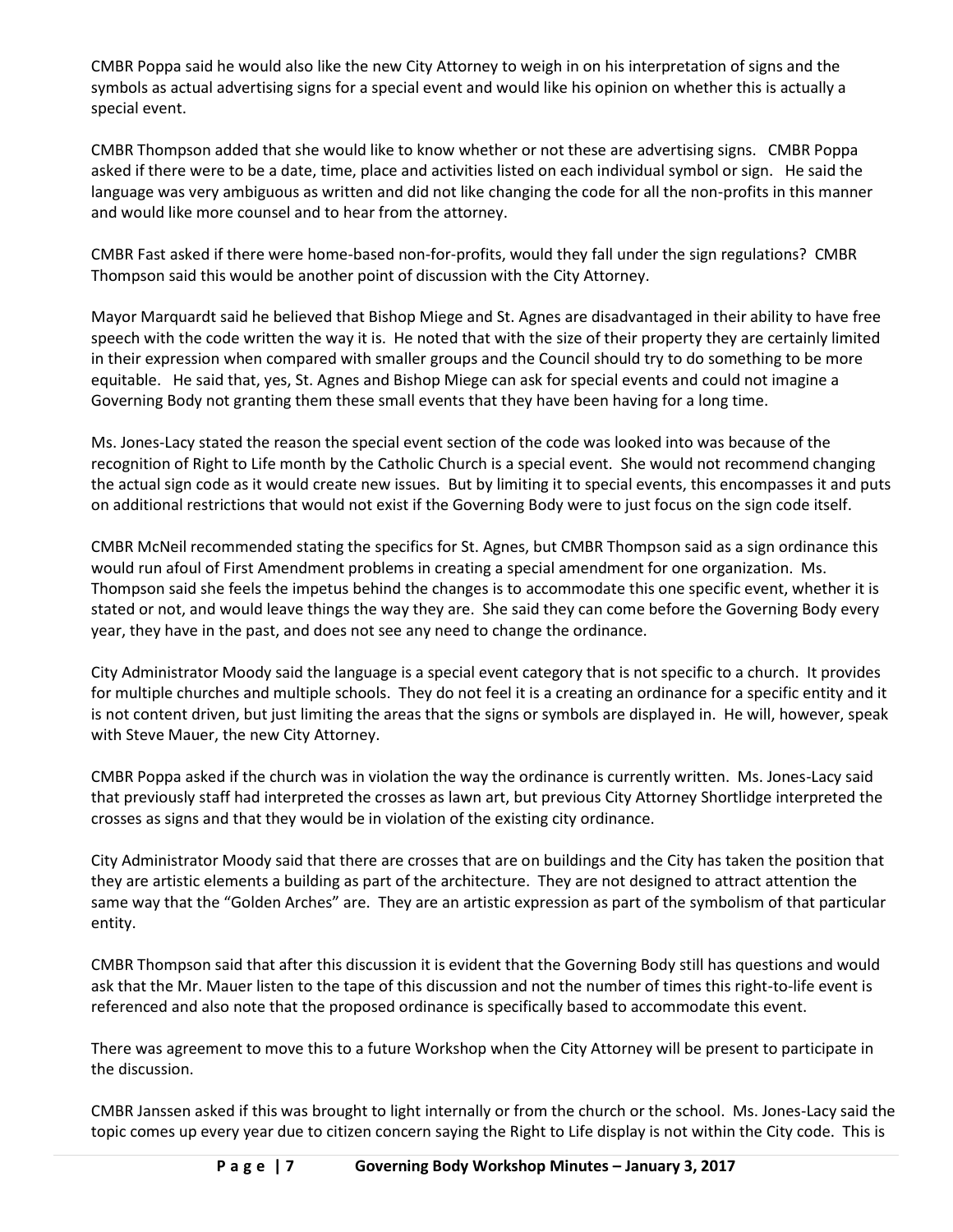CMBR Poppa said he would also like the new City Attorney to weigh in on his interpretation of signs and the symbols as actual advertising signs for a special event and would like his opinion on whether this is actually a special event.

CMBR Thompson added that she would like to know whether or not these are advertising signs. CMBR Poppa asked if there were to be a date, time, place and activities listed on each individual symbol or sign. He said the language was very ambiguous as written and did not like changing the code for all the non-profits in this manner and would like more counsel and to hear from the attorney.

CMBR Fast asked if there were home-based non-for-profits, would they fall under the sign regulations? CMBR Thompson said this would be another point of discussion with the City Attorney.

Mayor Marquardt said he believed that Bishop Miege and St. Agnes are disadvantaged in their ability to have free speech with the code written the way it is. He noted that with the size of their property they are certainly limited in their expression when compared with smaller groups and the Council should try to do something to be more equitable. He said that, yes, St. Agnes and Bishop Miege can ask for special events and could not imagine a Governing Body not granting them these small events that they have been having for a long time.

Ms. Jones-Lacy stated the reason the special event section of the code was looked into was because of the recognition of Right to Life month by the Catholic Church is a special event. She would not recommend changing the actual sign code as it would create new issues. But by limiting it to special events, this encompasses it and puts on additional restrictions that would not exist if the Governing Body were to just focus on the sign code itself.

CMBR McNeil recommended stating the specifics for St. Agnes, but CMBR Thompson said as a sign ordinance this would run afoul of First Amendment problems in creating a special amendment for one organization. Ms. Thompson said she feels the impetus behind the changes is to accommodate this one specific event, whether it is stated or not, and would leave things the way they are. She said they can come before the Governing Body every year, they have in the past, and does not see any need to change the ordinance.

City Administrator Moody said the language is a special event category that is not specific to a church. It provides for multiple churches and multiple schools. They do not feel it is a creating an ordinance for a specific entity and it is not content driven, but just limiting the areas that the signs or symbols are displayed in. He will, however, speak with Steve Mauer, the new City Attorney.

CMBR Poppa asked if the church was in violation the way the ordinance is currently written. Ms. Jones-Lacy said that previously staff had interpreted the crosses as lawn art, but previous City Attorney Shortlidge interpreted the crosses as signs and that they would be in violation of the existing city ordinance.

City Administrator Moody said that there are crosses that are on buildings and the City has taken the position that they are artistic elements a building as part of the architecture. They are not designed to attract attention the same way that the "Golden Arches" are. They are an artistic expression as part of the symbolism of that particular entity.

CMBR Thompson said that after this discussion it is evident that the Governing Body still has questions and would ask that the Mr. Mauer listen to the tape of this discussion and not the number of times this right-to-life event is referenced and also note that the proposed ordinance is specifically based to accommodate this event.

There was agreement to move this to a future Workshop when the City Attorney will be present to participate in the discussion.

CMBR Janssen asked if this was brought to light internally or from the church or the school. Ms. Jones-Lacy said the topic comes up every year due to citizen concern saying the Right to Life display is not within the City code. This is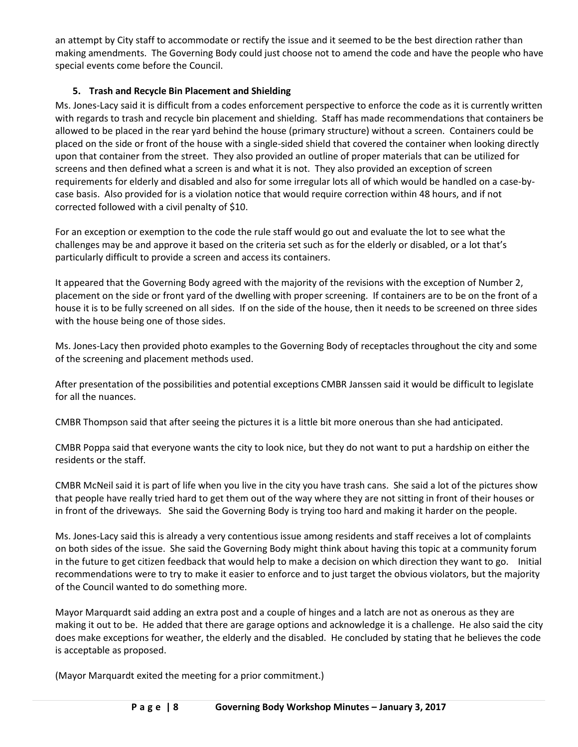an attempt by City staff to accommodate or rectify the issue and it seemed to be the best direction rather than making amendments. The Governing Body could just choose not to amend the code and have the people who have special events come before the Council.

**5. Trash and Recycle Bin Placement and Shielding**

Ms. Jones-Lacy said it is difficult from a codes enforcement perspective to enforce the code as it is currently written with regards to trash and recycle bin placement and shielding. Staff has made recommendations that containers be allowed to be placed in the rear yard behind the house (primary structure) without a screen. Containers could be placed on the side or front of the house with a single-sided shield that covered the container when looking directly upon that container from the street. They also provided an outline of proper materials that can be utilized for screens and then defined what a screen is and what it is not. They also provided an exception of screen requirements for elderly and disabled and also for some irregular lots all of which would be handled on a case-by-case basis. Also provided for is a violation notice that would require correction within 48 hours, and if not corrected followed with a civil penalty of $10.

For an exception or exemption to the code the rule staff would go out and evaluate the lot to see what the challenges may be and approve it based on the criteria set such as for the elderly or disabled, or a lot that's particularly difficult to provide a screen and access its containers.

It appeared that the Governing Body agreed with the majority of the revisions with the exception of Number 2, placement on the side or front yard of the dwelling with proper screening. If containers are to be on the front of a house it is to be fully screened on all sides. If on the side of the house, then it needs to be screened on three sides with the house being one of those sides.

Ms. Jones-Lacy then provided photo examples to the Governing Body of receptacles throughout the city and some of the screening and placement methods used.

After presentation of the possibilities and potential exceptions CMBR Janssen said it would be difficult to legislate for all the nuances.

CMBR Thompson said that after seeing the pictures it is a little bit more onerous than she had anticipated.

CMBR Poppa said that everyone wants the city to look nice, but they do not want to put a hardship on either the residents or the staff.

CMBR McNeil said it is part of life when you live in the city you have trash cans. She said a lot of the pictures show that people have really tried hard to get them out of the way where they are not sitting in front of their houses or in front of the driveways. She said the Governing Body is trying too hard and making it harder on the people.

Ms. Jones-Lacy said this is already a very contentious issue among residents and staff receives a lot of complaints on both sides of the issue. She said the Governing Body might think about having this topic at a community forum in the future to get citizen feedback that would help to make a decision on which direction they want to go. Initial recommendations were to try to make it easier to enforce and to just target the obvious violators, but the majority of the Council wanted to do something more.

Mayor Marquardt said adding an extra post and a couple of hinges and a latch are not as onerous as they are making it out to be. He added that there are garage options and acknowledge it is a challenge. He also said the city does make exceptions for weather, the elderly and the disabled. He concluded by stating that he believes the code is acceptable as proposed.

(Mayor Marquardt exited the meeting for a prior commitment.)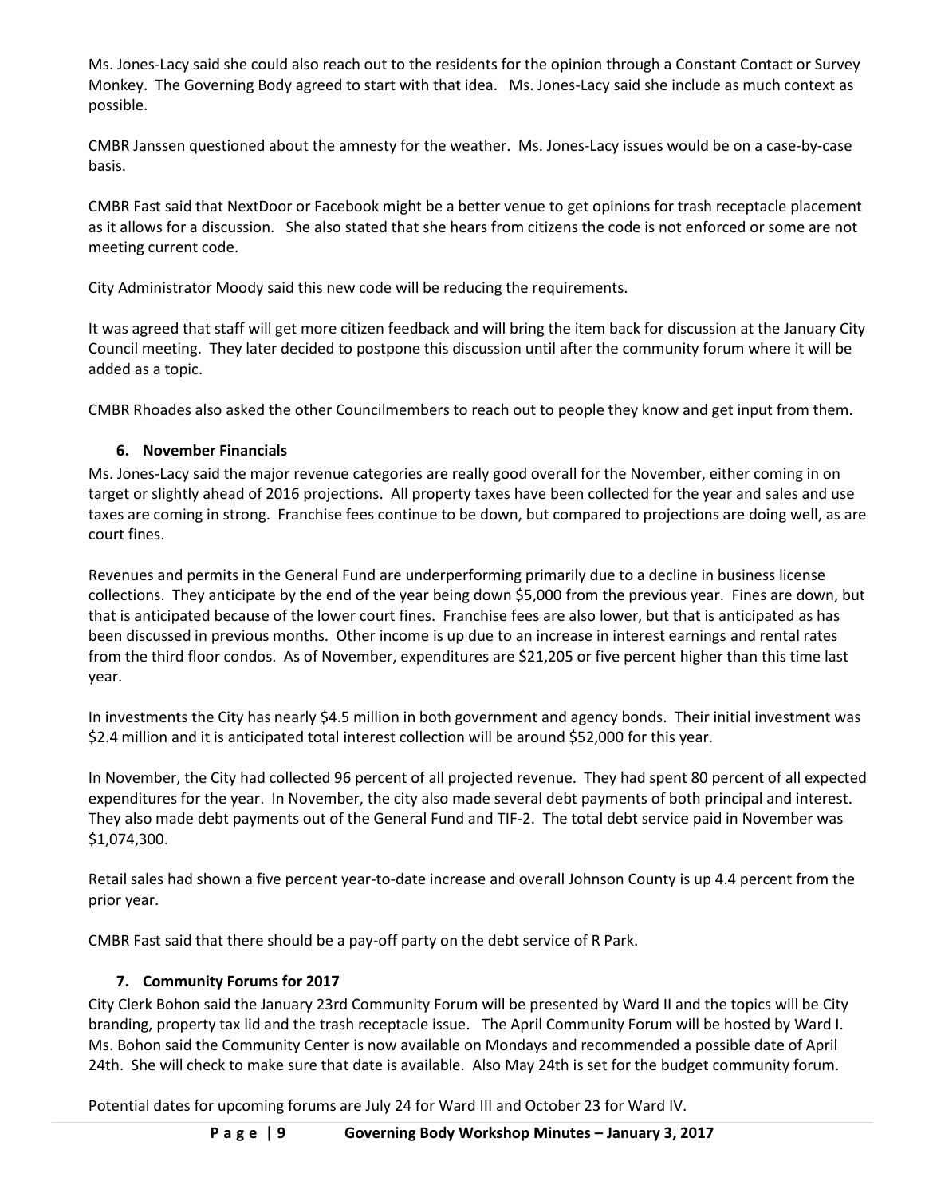Ms. Jones-Lacy said she could also reach out to the residents for the opinion through a Constant Contact or Survey Monkey. The Governing Body agreed to start with that idea. Ms. Jones-Lacy said she include as much context as possible.

CMBR Janssen questioned about the amnesty for the weather. Ms. Jones-Lacy issues would be on a case-by-case basis.

CMBR Fast said that NextDoor or Facebook might be a better venue to get opinions for trash receptacle placement as it allows for a discussion. She also stated that she hears from citizens the code is not enforced or some are not meeting current code.

City Administrator Moody said this new code will be reducing the requirements.

It was agreed that staff will get more citizen feedback and will bring the item back for discussion at the January City Council meeting. They later decided to postpone this discussion until after the community forum where it will be added as a topic.

CMBR Rhoades also asked the other Councilmembers to reach out to people they know and get input from them.

### 6. November Financials

Ms. Jones-Lacy said the major revenue categories are really good overall for the November, either coming in on target or slightly ahead of 2016 projections. All property taxes have been collected for the year and sales and use taxes are coming in strong. Franchise fees continue to be down, but compared to projections are doing well, as are court fines.

Revenues and permits in the General Fund are underperforming primarily due to a decline in business license collections. They anticipate by the end of the year being down $5,000 from the previous year. Fines are down, but that is anticipated because of the lower court fines. Franchise fees are also lower, but that is anticipated as has been discussed in previous months. Other income is up due to an increase in interest earnings and rental rates from the third floor condos. As of November, expenditures are $21,205 or five percent higher than this time last year.

In investments the City has nearly $4.5 million in both government and agency bonds. Their initial investment was $2.4 million and it is anticipated total interest collection will be around $52,000 for this year.

In November, the City had collected 96 percent of all projected revenue. They had spent 80 percent of all expected expenditures for the year. In November, the city also made several debt payments of both principal and interest. They also made debt payments out of the General Fund and TIF-2. The total debt service paid in November was $1,074,300.

Retail sales had shown a five percent year-to-date increase and overall Johnson County is up 4.4 percent from the prior year.

CMBR Fast said that there should be a pay-off party on the debt service of R Park.

### 7. Community Forums for 2017

City Clerk Bohon said the January 23rd Community Forum will be presented by Ward II and the topics will be City branding, property tax lid and the trash receptacle issue. The April Community Forum will be hosted by Ward I. Ms. Bohon said the Community Center is now available on Mondays and recommended a possible date of April 24th. She will check to make sure that date is available. Also May 24th is set for the budget community forum.

Potential dates for upcoming forums are July 24 for Ward III and October 23 for Ward IV.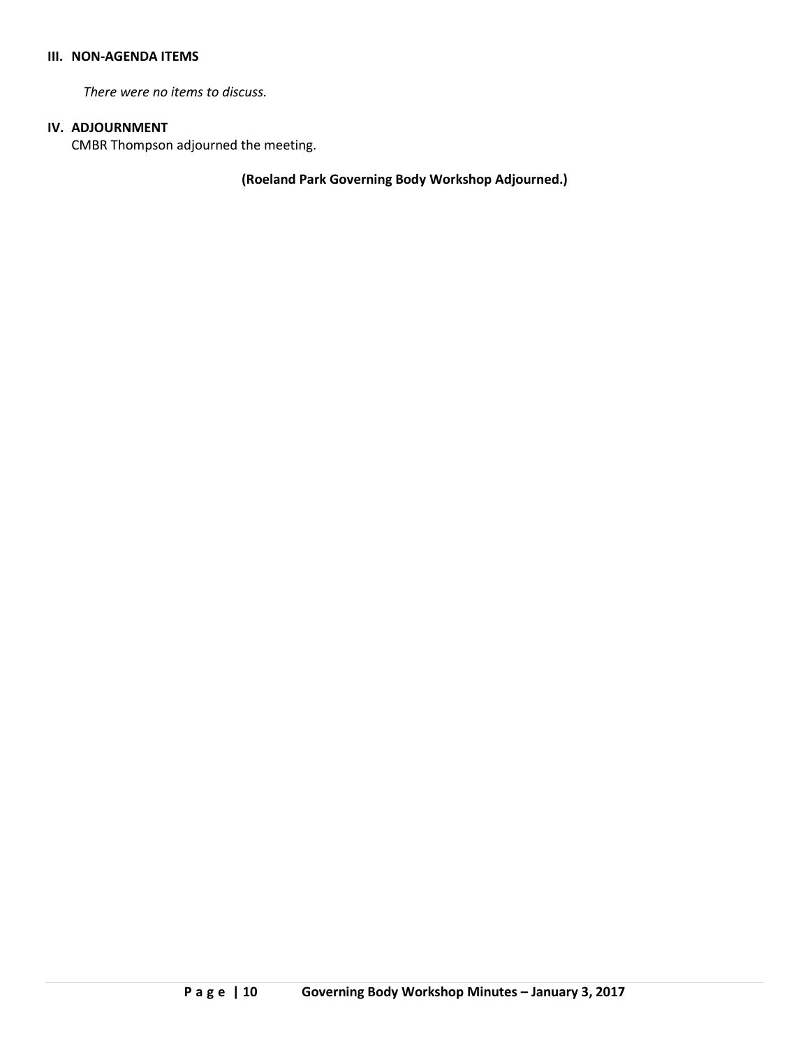### III. NON-AGENDA ITEMS

*There were no items to discuss.*

### IV. ADJOURNMENT

CMBR Thompson adjourned the meeting.

**(Roeland Park Governing Body Workshop Adjourned.)**